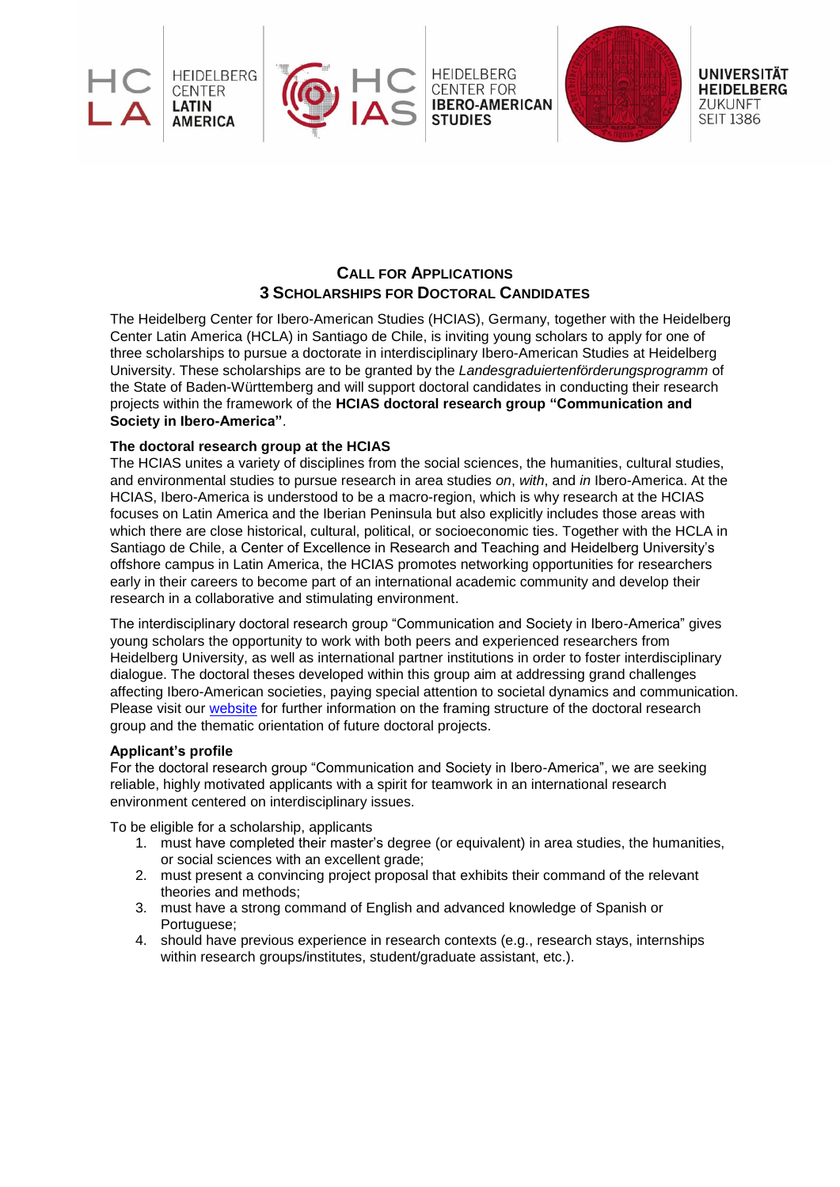# Call for Applications
## 3 Scholarships for Doctoral Candidates

The Heidelberg Center for Ibero-American Studies (HCIAS), Germany, together with the Heidelberg Center Latin America (HCLA) in Santiago de Chile, is inviting young scholars to apply for one of three scholarships to pursue a doctorate in interdisciplinary Ibero-American Studies at Heidelberg University. These scholarships are to be granted by the *Landesgraduiertenförderungsprogramm* of the State of Baden-Württemberg and will support doctoral candidates in conducting their research projects within the framework of the **HCIAS doctoral research group "Communication and Society in Ibero-America"**.

**The doctoral research group at the HCIAS**

The HCIAS unites a variety of disciplines from the social sciences, the humanities, cultural studies, and environmental studies to pursue research in area studies *on*, *with*, and *in* Ibero-America. At the HCIAS, Ibero-America is understood to be a macro-region, which is why research at the HCIAS focuses on Latin America and the Iberian Peninsula but also explicitly includes those areas with which there are close historical, cultural, political, or socioeconomic ties. Together with the HCLA in Santiago de Chile, a Center of Excellence in Research and Teaching and Heidelberg University's offshore campus in Latin America, the HCIAS promotes networking opportunities for researchers early in their careers to become part of an international academic community and develop their research in a collaborative and stimulating environment.

The interdisciplinary doctoral research group "Communication and Society in Ibero-America" gives young scholars the opportunity to work with both peers and experienced researchers from Heidelberg University, as well as international partner institutions in order to foster interdisciplinary dialogue. The doctoral theses developed within this group aim at addressing grand challenges affecting Ibero-American societies, paying special attention to societal dynamics and communication. Please visit our website for further information on the framing structure of the doctoral research group and the thematic orientation of future doctoral projects.

**Applicant's profile**

For the doctoral research group "Communication and Society in Ibero-America", we are seeking reliable, highly motivated applicants with a spirit for teamwork in an international research environment centered on interdisciplinary issues.

To be eligible for a scholarship, applicants

1. must have completed their master's degree (or equivalent) in area studies, the humanities, or social sciences with an excellent grade;
2. must present a convincing project proposal that exhibits their command of the relevant theories and methods;
3. must have a strong command of English and advanced knowledge of Spanish or Portuguese;
4. should have previous experience in research contexts (e.g., research stays, internships within research groups/institutes, student/graduate assistant, etc.).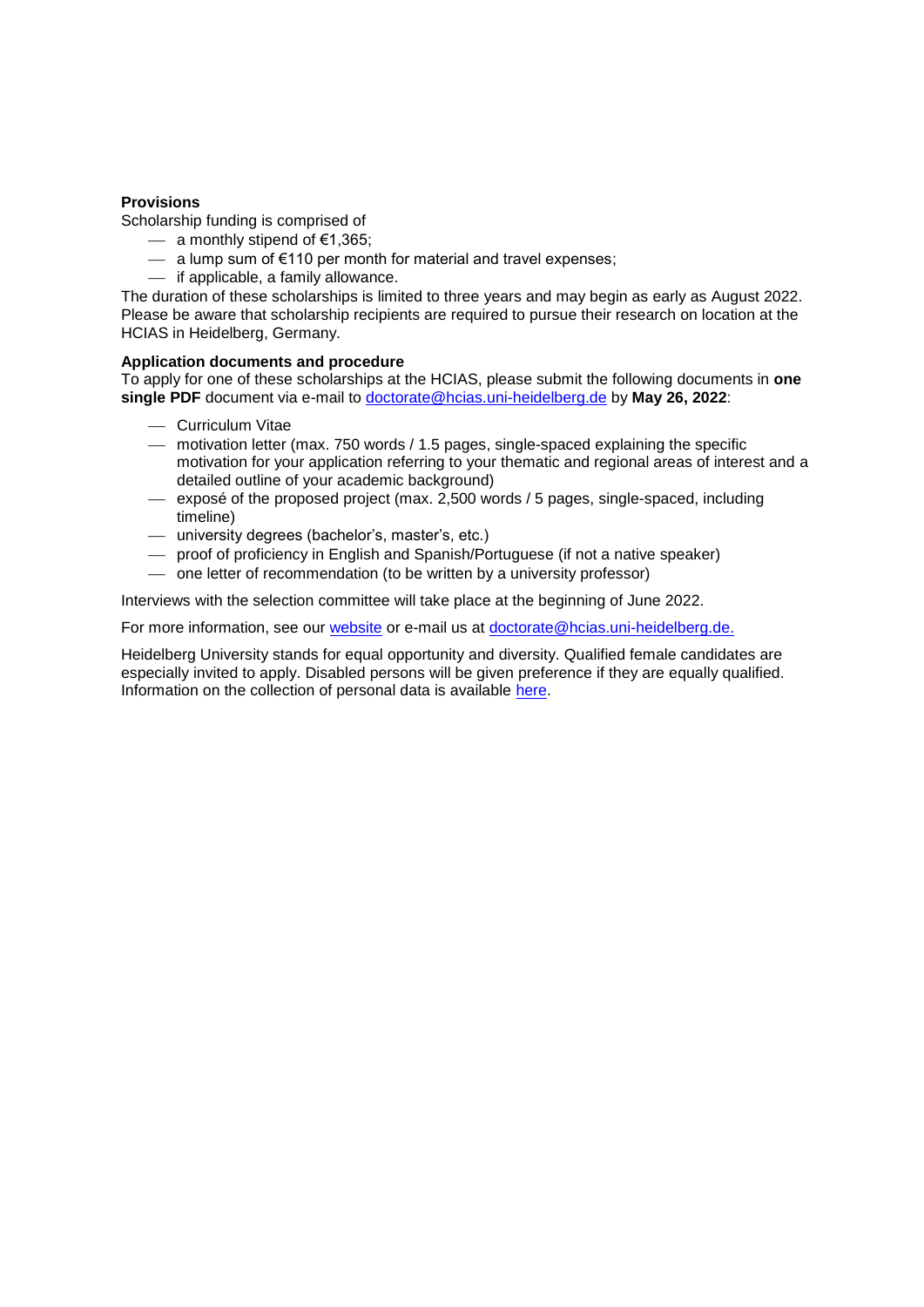**Provisions**

Scholarship funding is comprised of

- a monthly stipend of €1,365;
- a lump sum of €110 per month for material and travel expenses;
- if applicable, a family allowance.

The duration of these scholarships is limited to three years and may begin as early as August 2022. Please be aware that scholarship recipients are required to pursue their research on location at the HCIAS in Heidelberg, Germany.

**Application documents and procedure**

To apply for one of these scholarships at the HCIAS, please submit the following documents in **one single PDF** document via e-mail to doctorate@hcias.uni-heidelberg.de by **May 26, 2022**:

- Curriculum Vitae
- motivation letter (max. 750 words / 1.5 pages, single-spaced explaining the specific motivation for your application referring to your thematic and regional areas of interest and a detailed outline of your academic background)
- exposé of the proposed project (max. 2,500 words / 5 pages, single-spaced, including timeline)
- university degrees (bachelor's, master's, etc.)
- proof of proficiency in English and Spanish/Portuguese (if not a native speaker)
- one letter of recommendation (to be written by a university professor)

Interviews with the selection committee will take place at the beginning of June 2022.

For more information, see our website or e-mail us at doctorate@hcias.uni-heidelberg.de.

Heidelberg University stands for equal opportunity and diversity. Qualified female candidates are especially invited to apply. Disabled persons will be given preference if they are equally qualified. Information on the collection of personal data is available here.